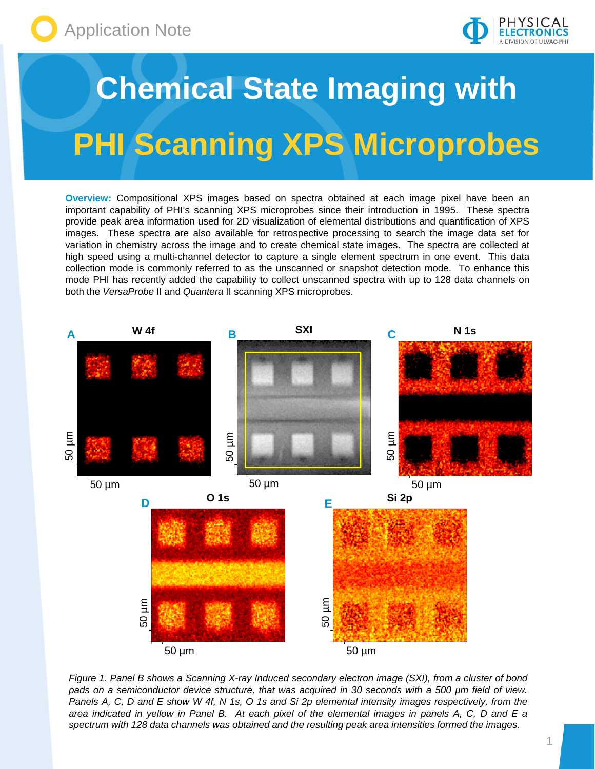Application Note

# Chemical State Imaging with PHI Scanning XPS Microprobes

**Overview:** Compositional XPS images based on spectra obtained at each image pixel have been an important capability of PHI's scanning XPS microprobes since their introduction in 1995. These spectra provide peak area information used for 2D visualization of elemental distributions and quantification of XPS images. These spectra are also available for retrospective processing to search the image data set for variation in chemistry across the image and to create chemical state images. The spectra are collected at high speed using a multi-channel detector to capture a single element spectrum in one event. This data collection mode is commonly referred to as the unscanned or snapshot detection mode. To enhance this mode PHI has recently added the capability to collect unscanned spectra with up to 128 data channels on both the *VersaProbe* II and *Quantera* II scanning XPS microprobes.

*Figure 1. Panel B shows a Scanning X-ray Induced secondary electron image (SXI), from a cluster of bond pads on a semiconductor device structure, that was acquired in 30 seconds with a 500 µm field of view. Panels A, C, D and E show W 4f, N 1s, O 1s and Si 2p elemental intensity images respectively, from the area indicated in yellow in Panel B. At each pixel of the elemental images in panels A, C, D and E a spectrum with 128 data channels was obtained and the resulting peak area intensities formed the images.*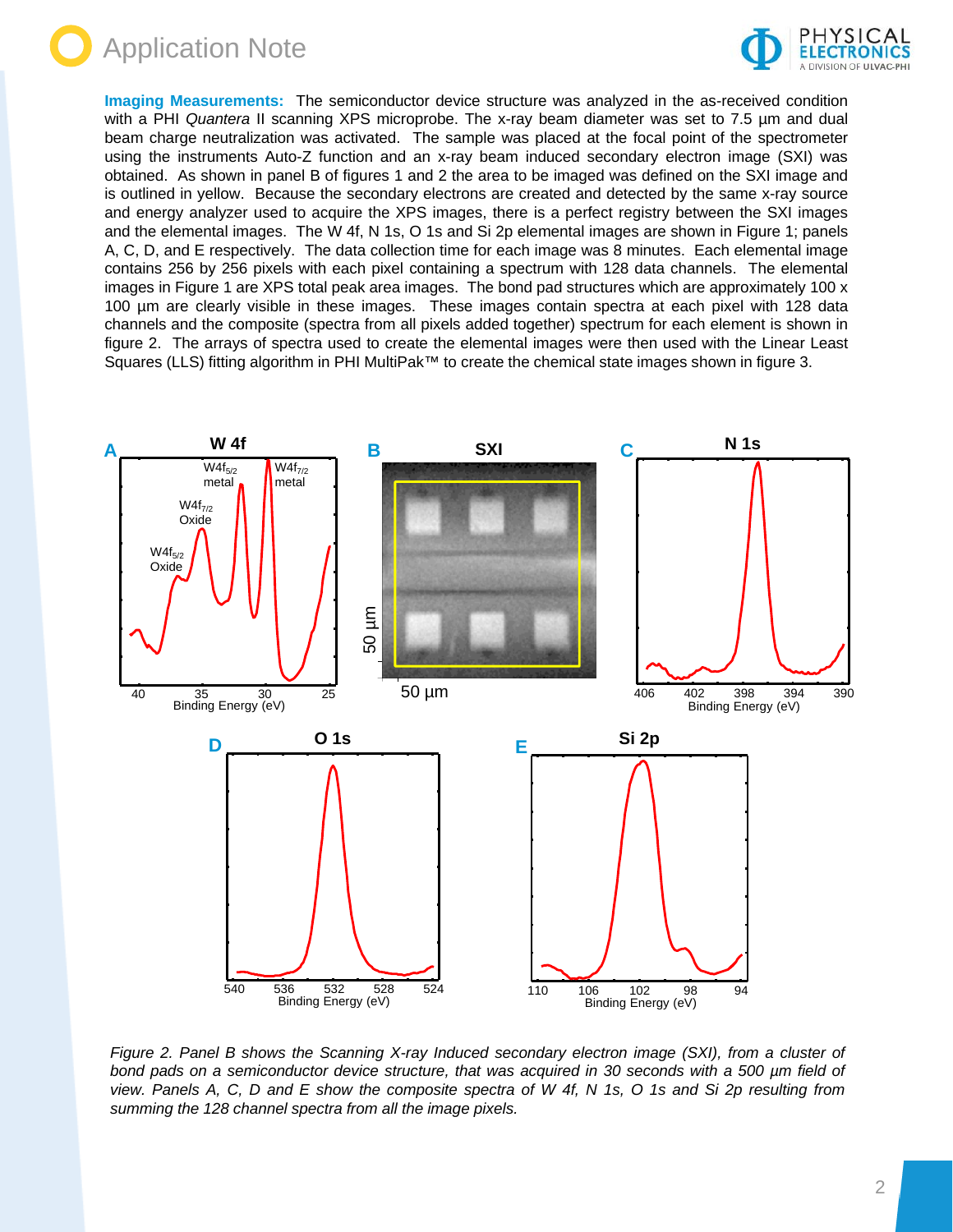**Imaging Measurements:** The semiconductor device structure was analyzed in the as-received condition with a PHI *Quantera* II scanning XPS microprobe. The x-ray beam diameter was set to 7.5 µm and dual beam charge neutralization was activated. The sample was placed at the focal point of the spectrometer using the instruments Auto-Z function and an x-ray beam induced secondary electron image (SXI) was obtained. As shown in panel B of figures 1 and 2 the area to be imaged was defined on the SXI image and is outlined in yellow. Because the secondary electrons are created and detected by the same x-ray source and energy analyzer used to acquire the XPS images, there is a perfect registry between the SXI images and the elemental images. The W 4f, N 1s, O 1s and Si 2p elemental images are shown in Figure 1; panels A, C, D, and E respectively. The data collection time for each image was 8 minutes. Each elemental image contains 256 by 256 pixels with each pixel containing a spectrum with 128 data channels. The elemental images in Figure 1 are XPS total peak area images. The bond pad structures which are approximately 100 x 100 µm are clearly visible in these images. These images contain spectra at each pixel with 128 data channels and the composite (spectra from all pixels added together) spectrum for each element is shown in figure 2. The arrays of spectra used to create the elemental images were then used with the Linear Least Squares (LLS) fitting algorithm in PHI MultiPak™ to create the chemical state images shown in figure 3.

*Figure 2. Panel B shows the Scanning X-ray Induced secondary electron image (SXI), from a cluster of bond pads on a semiconductor device structure, that was acquired in 30 seconds with a 500 µm field of view. Panels A, C, D and E show the composite spectra of W 4f, N 1s, O 1s and Si 2p resulting from summing the 128 channel spectra from all the image pixels.*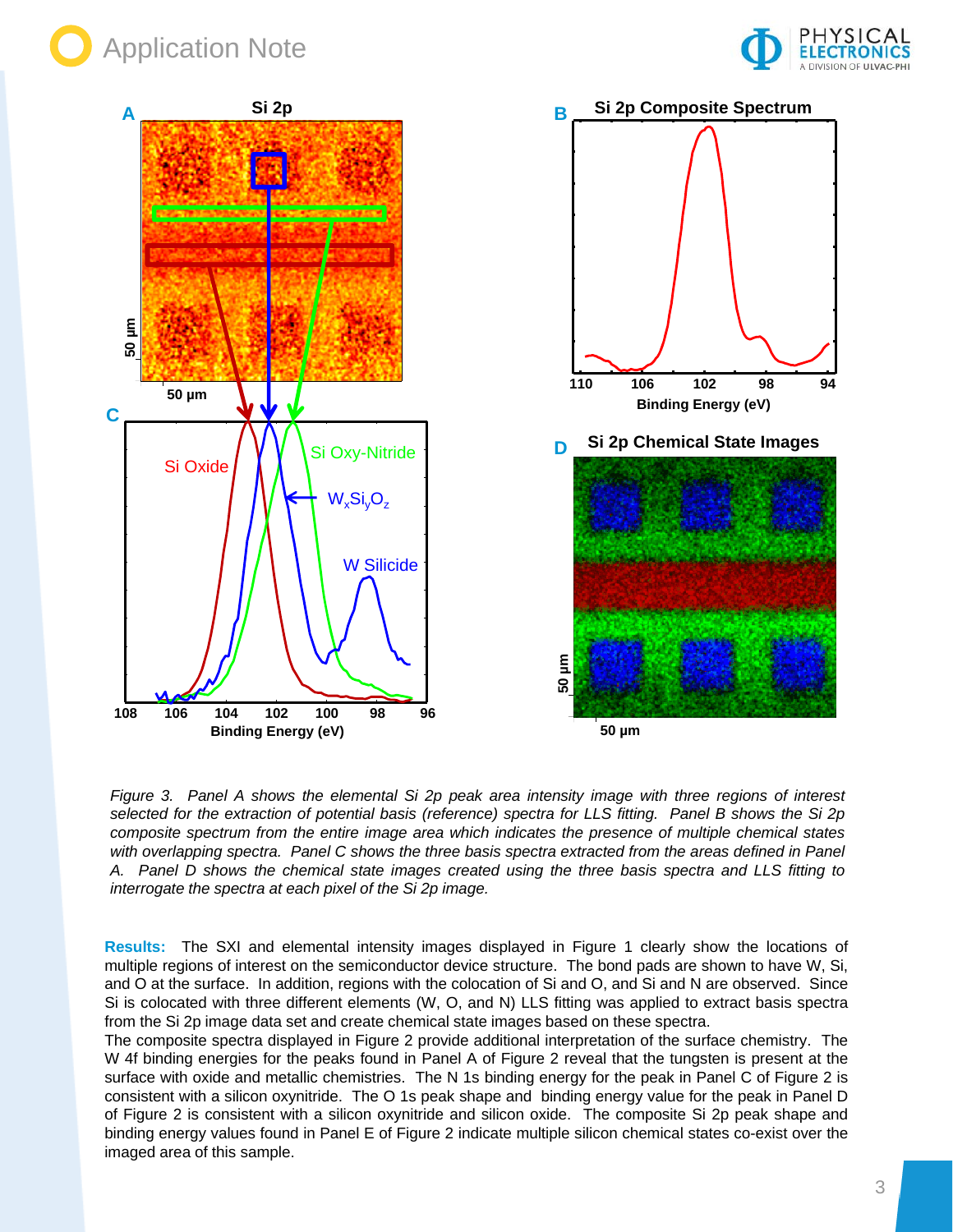*Figure 3. Panel A shows the elemental Si 2p peak area intensity image with three regions of interest selected for the extraction of potential basis (reference) spectra for LLS fitting. Panel B shows the Si 2p composite spectrum from the entire image area which indicates the presence of multiple chemical states with overlapping spectra. Panel C shows the three basis spectra extracted from the areas defined in Panel A. Panel D shows the chemical state images created using the three basis spectra and LLS fitting to interrogate the spectra at each pixel of the Si 2p image.*

**Results:** The SXI and elemental intensity images displayed in Figure 1 clearly show the locations of multiple regions of interest on the semiconductor device structure. The bond pads are shown to have W, Si, and O at the surface. In addition, regions with the colocation of Si and O, and Si and N are observed. Since Si is colocated with three different elements (W, O, and N) LLS fitting was applied to extract basis spectra from the Si 2p image data set and create chemical state images based on these spectra.

The composite spectra displayed in Figure 2 provide additional interpretation of the surface chemistry. The W 4f binding energies for the peaks found in Panel A of Figure 2 reveal that the tungsten is present at the surface with oxide and metallic chemistries. The N 1s binding energy for the peak in Panel C of Figure 2 is consistent with a silicon oxynitride. The O 1s peak shape and binding energy value for the peak in Panel D of Figure 2 is consistent with a silicon oxynitride and silicon oxide. The composite Si 2p peak shape and binding energy values found in Panel E of Figure 2 indicate multiple silicon chemical states co-exist over the imaged area of this sample.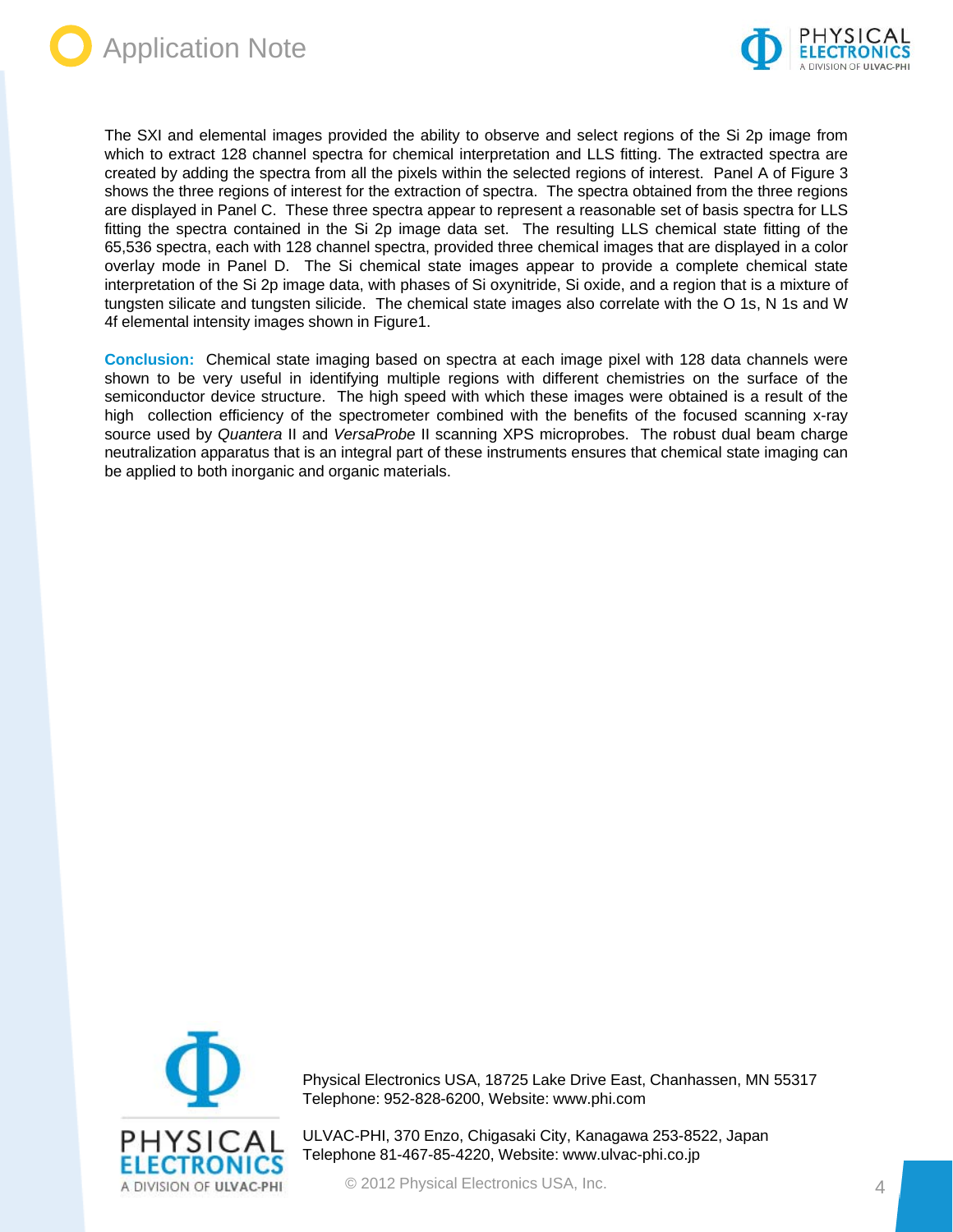The SXI and elemental images provided the ability to observe and select regions of the Si 2p image from which to extract 128 channel spectra for chemical interpretation and LLS fitting. The extracted spectra are created by adding the spectra from all the pixels within the selected regions of interest. Panel A of Figure 3 shows the three regions of interest for the extraction of spectra. The spectra obtained from the three regions are displayed in Panel C. These three spectra appear to represent a reasonable set of basis spectra for LLS fitting the spectra contained in the Si 2p image data set. The resulting LLS chemical state fitting of the 65,536 spectra, each with 128 channel spectra, provided three chemical images that are displayed in a color overlay mode in Panel D. The Si chemical state images appear to provide a complete chemical state interpretation of the Si 2p image data, with phases of Si oxynitride, Si oxide, and a region that is a mixture of tungsten silicate and tungsten silicide. The chemical state images also correlate with the O 1s, N 1s and W 4f elemental intensity images shown in Figure1.

**Conclusion:** Chemical state imaging based on spectra at each image pixel with 128 data channels were shown to be very useful in identifying multiple regions with different chemistries on the surface of the semiconductor device structure. The high speed with which these images were obtained is a result of the high collection efficiency of the spectrometer combined with the benefits of the focused scanning x-ray source used by *Quantera* II and *VersaProbe* II scanning XPS microprobes. The robust dual beam charge neutralization apparatus that is an integral part of these instruments ensures that chemical state imaging can be applied to both inorganic and organic materials.

Physical Electronics USA, 18725 Lake Drive East, Chanhassen, MN 55317
Telephone: 952-828-6200, Website: www.phi.com

ULVAC-PHI, 370 Enzo, Chigasaki City, Kanagawa 253-8522, Japan
Telephone 81-467-85-4220, Website: www.ulvac-phi.co.jp

© 2012 Physical Electronics USA, Inc.